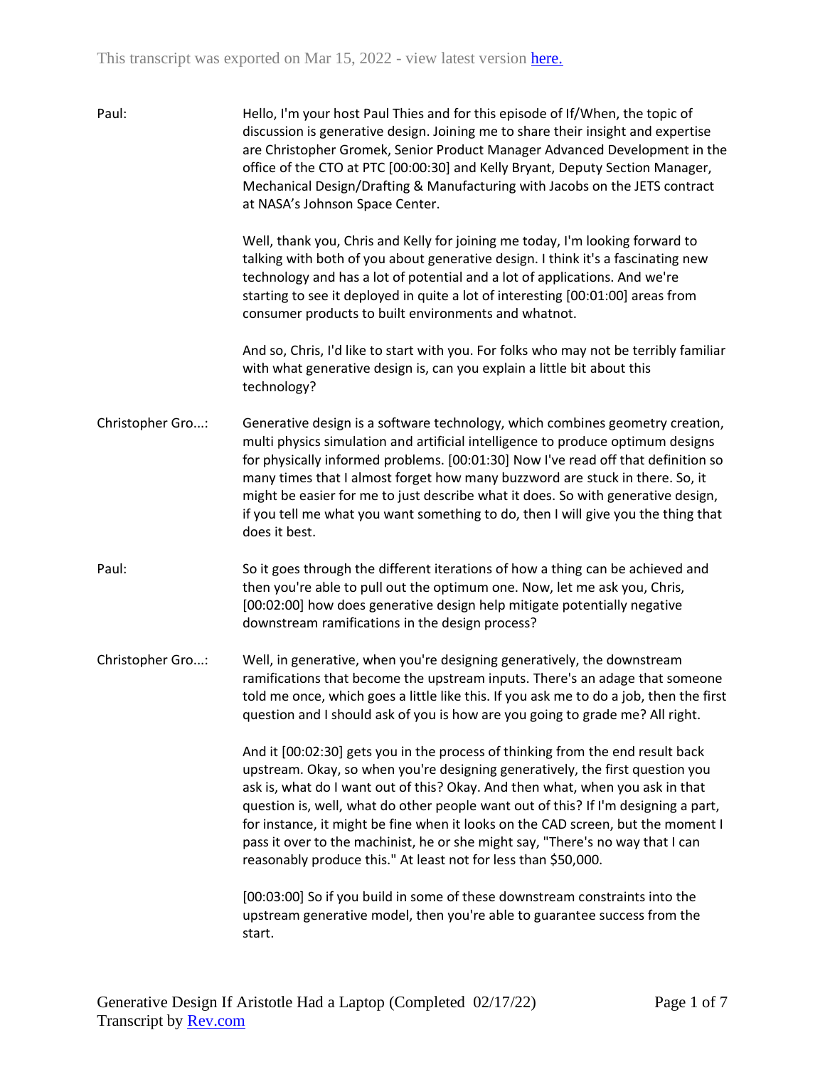Paul: Hello, I'm your host Paul Thies and for this episode of If/When, the topic of discussion is generative design. Joining me to share their insight and expertise are Christopher Gromek, Senior Product Manager Advanced Development in the office of the CTO at PTC [00:00:30] and Kelly Bryant, Deputy Section Manager, Mechanical Design/Drafting & Manufacturing with Jacobs on the JETS contract at NASA's Johnson Space Center.

Well, thank you, Chris and Kelly for joining me today, I'm looking forward to talking with both of you about generative design. I think it's a fascinating new technology and has a lot of potential and a lot of applications. And we're starting to see it deployed in quite a lot of interesting [00:01:00] areas from consumer products to built environments and whatnot.

And so, Chris, I'd like to start with you. For folks who may not be terribly familiar with what generative design is, can you explain a little bit about this technology?

Christopher Gro...: Generative design is a software technology, which combines geometry creation, multi physics simulation and artificial intelligence to produce optimum designs for physically informed problems. [00:01:30] Now I've read off that definition so many times that I almost forget how many buzzword are stuck in there. So, it might be easier for me to just describe what it does. So with generative design, if you tell me what you want something to do, then I will give you the thing that does it best.

Paul: So it goes through the different iterations of how a thing can be achieved and then you're able to pull out the optimum one. Now, let me ask you, Chris, [00:02:00] how does generative design help mitigate potentially negative downstream ramifications in the design process?

Christopher Gro...: Well, in generative, when you're designing generatively, the downstream ramifications that become the upstream inputs. There's an adage that someone told me once, which goes a little like this. If you ask me to do a job, then the first question and I should ask of you is how are you going to grade me? All right.

And it [00:02:30] gets you in the process of thinking from the end result back upstream. Okay, so when you're designing generatively, the first question you ask is, what do I want out of this? Okay. And then what, when you ask in that question is, well, what do other people want out of this? If I'm designing a part, for instance, it might be fine when it looks on the CAD screen, but the moment I pass it over to the machinist, he or she might say, "There's no way that I can reasonably produce this." At least not for less than $50,000.

[00:03:00] So if you build in some of these downstream constraints into the upstream generative model, then you're able to guarantee success from the start.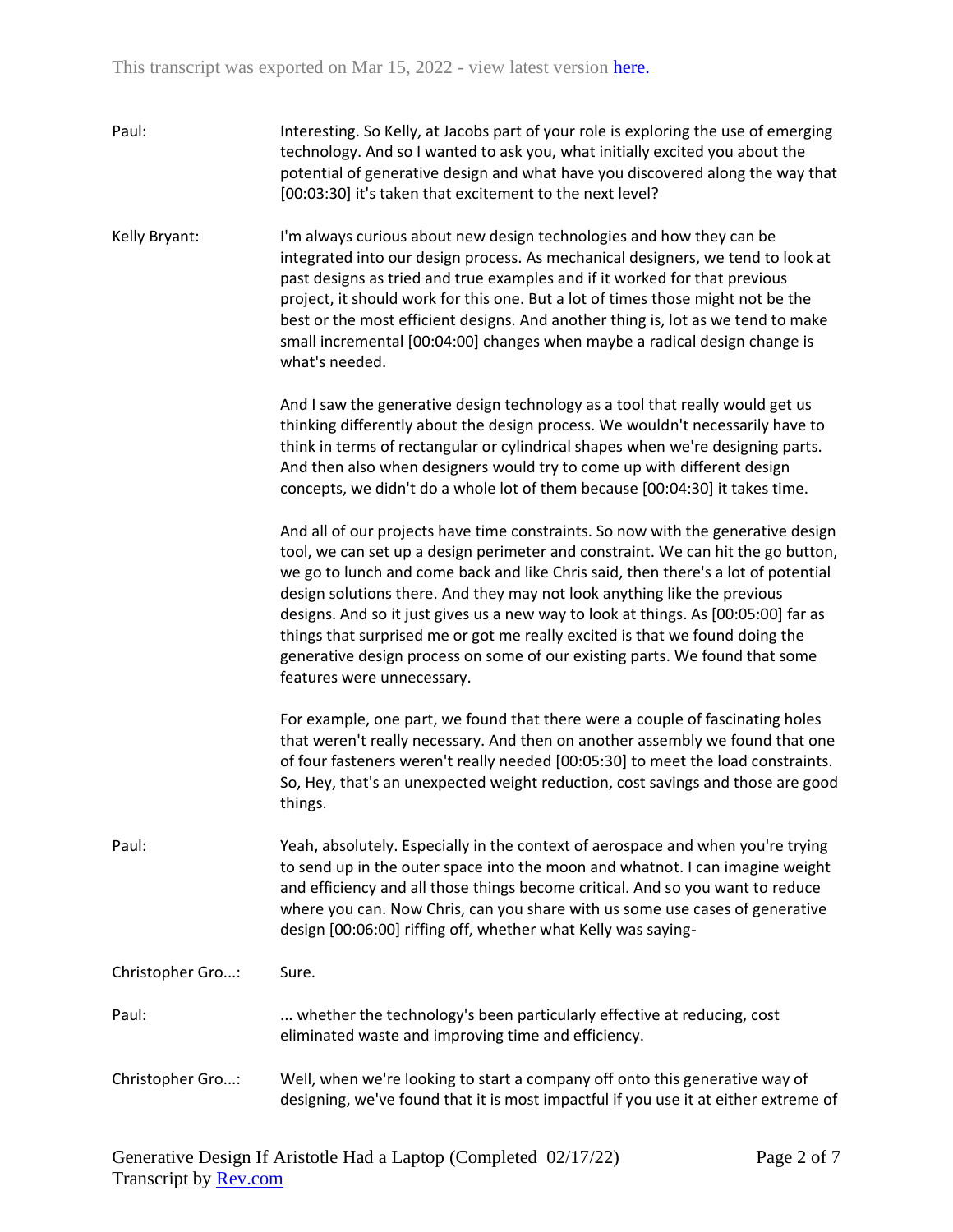**Paul:** Interesting. So Kelly, at Jacobs part of your role is exploring the use of emerging technology. And so I wanted to ask you, what initially excited you about the potential of generative design and what have you discovered along the way that [00:03:30] it's taken that excitement to the next level?

**Kelly Bryant:** I'm always curious about new design technologies and how they can be integrated into our design process. As mechanical designers, we tend to look at past designs as tried and true examples and if it worked for that previous project, it should work for this one. But a lot of times those might not be the best or the most efficient designs. And another thing is, lot as we tend to make small incremental [00:04:00] changes when maybe a radical design change is what's needed.

And I saw the generative design technology as a tool that really would get us thinking differently about the design process. We wouldn't necessarily have to think in terms of rectangular or cylindrical shapes when we're designing parts. And then also when designers would try to come up with different design concepts, we didn't do a whole lot of them because [00:04:30] it takes time.

And all of our projects have time constraints. So now with the generative design tool, we can set up a design perimeter and constraint. We can hit the go button, we go to lunch and come back and like Chris said, then there's a lot of potential design solutions there. And they may not look anything like the previous designs. And so it just gives us a new way to look at things. As [00:05:00] far as things that surprised me or got me really excited is that we found doing the generative design process on some of our existing parts. We found that some features were unnecessary.

For example, one part, we found that there were a couple of fascinating holes that weren't really necessary. And then on another assembly we found that one of four fasteners weren't really needed [00:05:30] to meet the load constraints. So, Hey, that's an unexpected weight reduction, cost savings and those are good things.

**Paul:** Yeah, absolutely. Especially in the context of aerospace and when you're trying to send up in the outer space into the moon and whatnot. I can imagine weight and efficiency and all those things become critical. And so you want to reduce where you can. Now Chris, can you share with us some use cases of generative design [00:06:00] riffing off, whether what Kelly was saying-

**Christopher Gro...:** Sure.

**Paul:** ... whether the technology's been particularly effective at reducing, cost eliminated waste and improving time and efficiency.

**Christopher Gro...:** Well, when we're looking to start a company off onto this generative way of designing, we've found that it is most impactful if you use it at either extreme of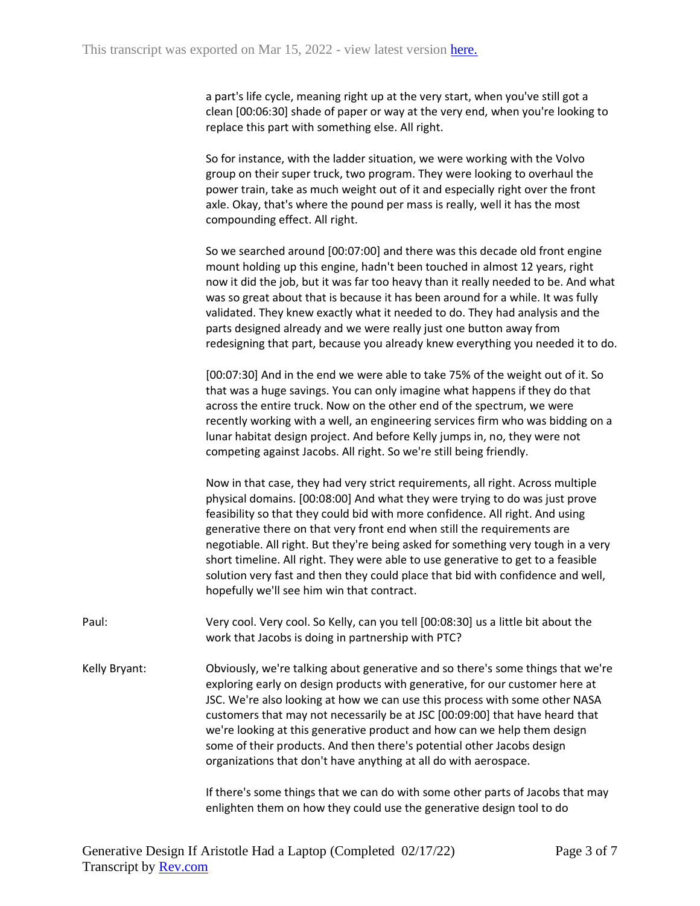a part's life cycle, meaning right up at the very start, when you've still got a clean [00:06:30] shade of paper or way at the very end, when you're looking to replace this part with something else. All right.

So for instance, with the ladder situation, we were working with the Volvo group on their super truck, two program. They were looking to overhaul the power train, take as much weight out of it and especially right over the front axle. Okay, that's where the pound per mass is really, well it has the most compounding effect. All right.

So we searched around [00:07:00] and there was this decade old front engine mount holding up this engine, hadn't been touched in almost 12 years, right now it did the job, but it was far too heavy than it really needed to be. And what was so great about that is because it has been around for a while. It was fully validated. They knew exactly what it needed to do. They had analysis and the parts designed already and we were really just one button away from redesigning that part, because you already knew everything you needed it to do.

[00:07:30] And in the end we were able to take 75% of the weight out of it. So that was a huge savings. You can only imagine what happens if they do that across the entire truck. Now on the other end of the spectrum, we were recently working with a well, an engineering services firm who was bidding on a lunar habitat design project. And before Kelly jumps in, no, they were not competing against Jacobs. All right. So we're still being friendly.

Now in that case, they had very strict requirements, all right. Across multiple physical domains. [00:08:00] And what they were trying to do was just prove feasibility so that they could bid with more confidence. All right. And using generative there on that very front end when still the requirements are negotiable. All right. But they're being asked for something very tough in a very short timeline. All right. They were able to use generative to get to a feasible solution very fast and then they could place that bid with confidence and well, hopefully we'll see him win that contract.

Paul: Very cool. Very cool. So Kelly, can you tell [00:08:30] us a little bit about the work that Jacobs is doing in partnership with PTC?

Kelly Bryant: Obviously, we're talking about generative and so there's some things that we're exploring early on design products with generative, for our customer here at JSC. We're also looking at how we can use this process with some other NASA customers that may not necessarily be at JSC [00:09:00] that have heard that we're looking at this generative product and how can we help them design some of their products. And then there's potential other Jacobs design organizations that don't have anything at all do with aerospace.

If there's some things that we can do with some other parts of Jacobs that may enlighten them on how they could use the generative design tool to do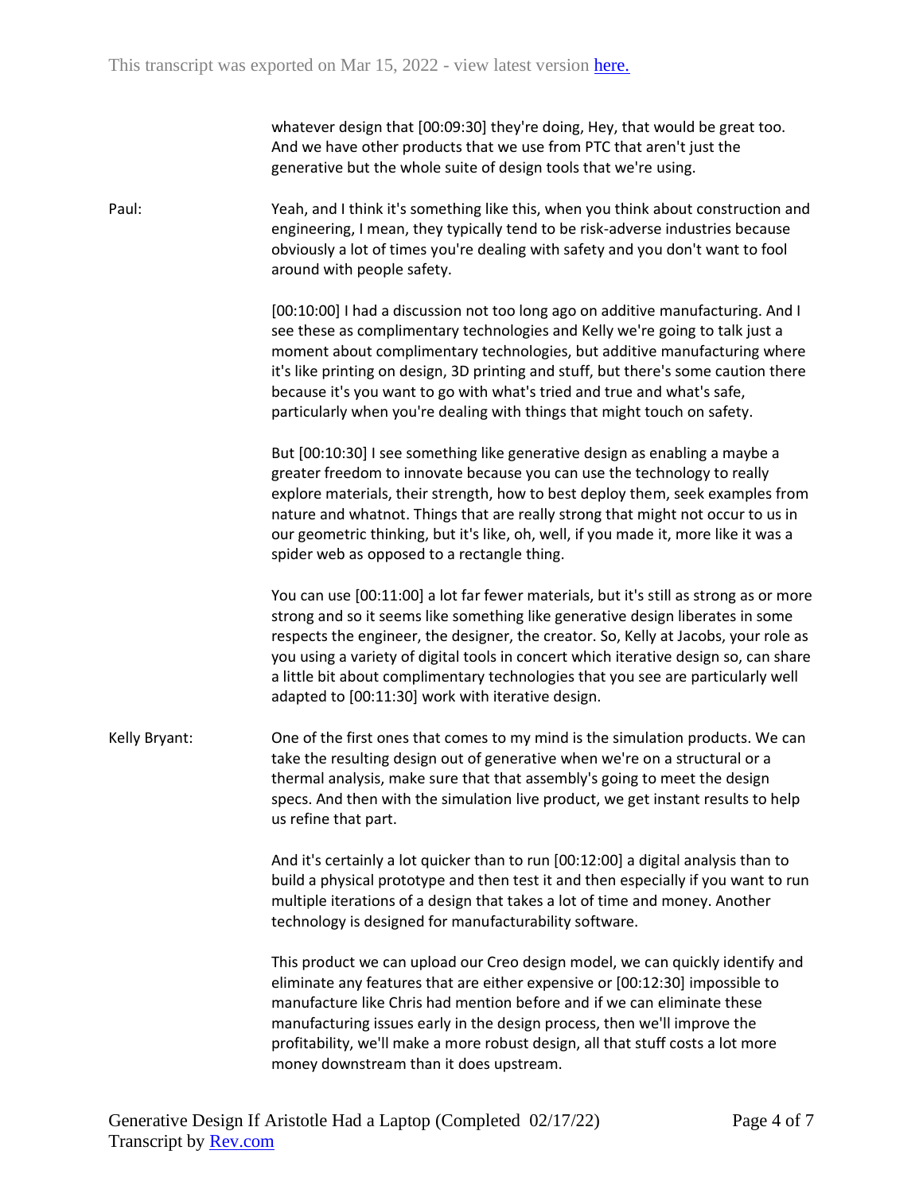whatever design that [00:09:30] they're doing, Hey, that would be great too. And we have other products that we use from PTC that aren't just the generative but the whole suite of design tools that we're using.

Paul: Yeah, and I think it's something like this, when you think about construction and engineering, I mean, they typically tend to be risk-adverse industries because obviously a lot of times you're dealing with safety and you don't want to fool around with people safety.

[00:10:00] I had a discussion not too long ago on additive manufacturing. And I see these as complimentary technologies and Kelly we're going to talk just a moment about complimentary technologies, but additive manufacturing where it's like printing on design, 3D printing and stuff, but there's some caution there because it's you want to go with what's tried and true and what's safe, particularly when you're dealing with things that might touch on safety.

But [00:10:30] I see something like generative design as enabling a maybe a greater freedom to innovate because you can use the technology to really explore materials, their strength, how to best deploy them, seek examples from nature and whatnot. Things that are really strong that might not occur to us in our geometric thinking, but it's like, oh, well, if you made it, more like it was a spider web as opposed to a rectangle thing.

You can use [00:11:00] a lot far fewer materials, but it's still as strong as or more strong and so it seems like something like generative design liberates in some respects the engineer, the designer, the creator. So, Kelly at Jacobs, your role as you using a variety of digital tools in concert which iterative design so, can share a little bit about complimentary technologies that you see are particularly well adapted to [00:11:30] work with iterative design.

Kelly Bryant: One of the first ones that comes to my mind is the simulation products. We can take the resulting design out of generative when we're on a structural or a thermal analysis, make sure that that assembly's going to meet the design specs. And then with the simulation live product, we get instant results to help us refine that part.

And it's certainly a lot quicker than to run [00:12:00] a digital analysis than to build a physical prototype and then test it and then especially if you want to run multiple iterations of a design that takes a lot of time and money. Another technology is designed for manufacturability software.

This product we can upload our Creo design model, we can quickly identify and eliminate any features that are either expensive or [00:12:30] impossible to manufacture like Chris had mention before and if we can eliminate these manufacturing issues early in the design process, then we'll improve the profitability, we'll make a more robust design, all that stuff costs a lot more money downstream than it does upstream.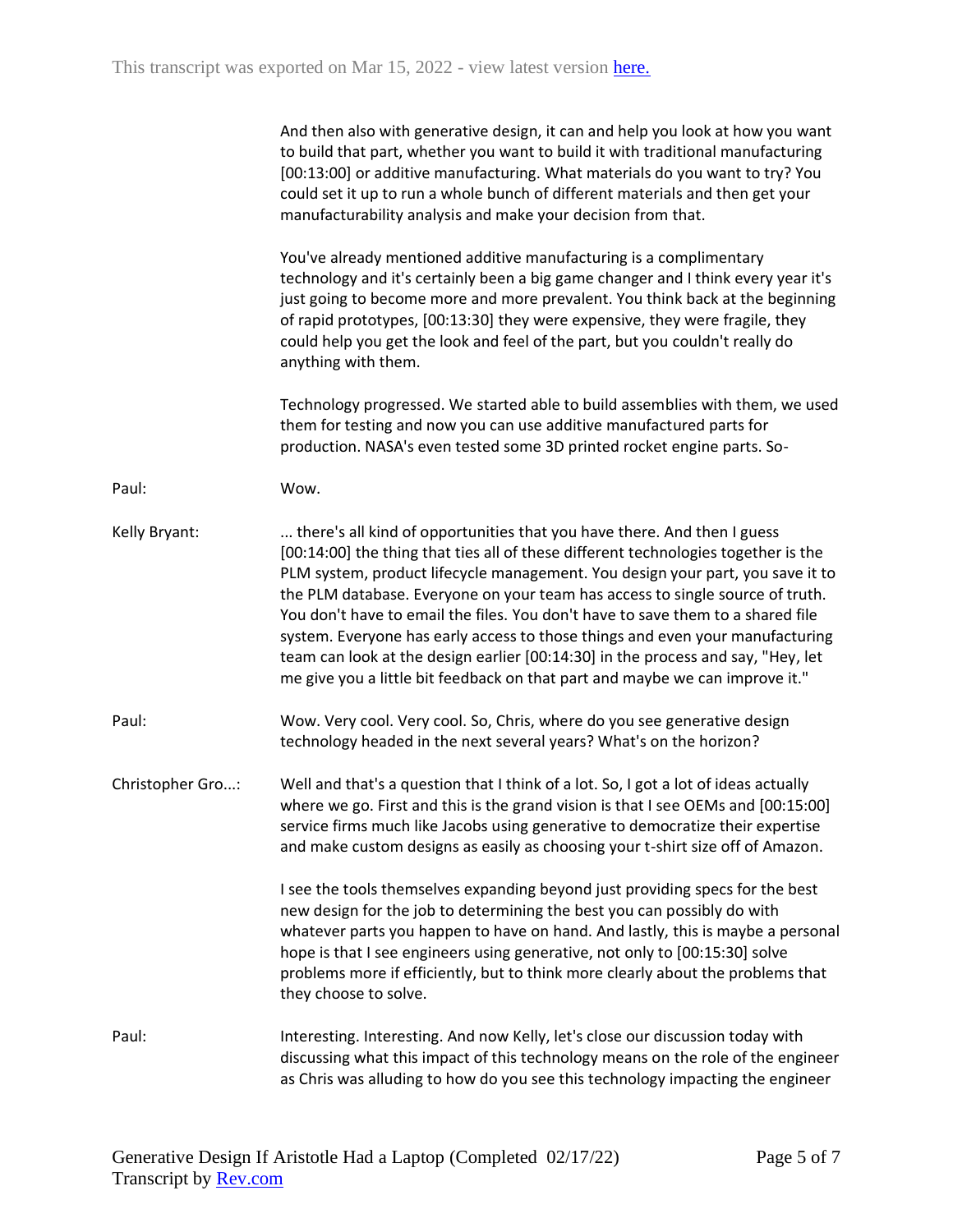And then also with generative design, it can and help you look at how you want to build that part, whether you want to build it with traditional manufacturing [00:13:00] or additive manufacturing. What materials do you want to try? You could set it up to run a whole bunch of different materials and then get your manufacturability analysis and make your decision from that.

You've already mentioned additive manufacturing is a complimentary technology and it's certainly been a big game changer and I think every year it's just going to become more and more prevalent. You think back at the beginning of rapid prototypes, [00:13:30] they were expensive, they were fragile, they could help you get the look and feel of the part, but you couldn't really do anything with them.

Technology progressed. We started able to build assemblies with them, we used them for testing and now you can use additive manufactured parts for production. NASA's even tested some 3D printed rocket engine parts. So-

Paul: Wow.

Kelly Bryant: ... there's all kind of opportunities that you have there. And then I guess [00:14:00] the thing that ties all of these different technologies together is the PLM system, product lifecycle management. You design your part, you save it to the PLM database. Everyone on your team has access to single source of truth. You don't have to email the files. You don't have to save them to a shared file system. Everyone has early access to those things and even your manufacturing team can look at the design earlier [00:14:30] in the process and say, "Hey, let me give you a little bit feedback on that part and maybe we can improve it."

Paul: Wow. Very cool. Very cool. So, Chris, where do you see generative design technology headed in the next several years? What's on the horizon?

Christopher Gro...: Well and that's a question that I think of a lot. So, I got a lot of ideas actually where we go. First and this is the grand vision is that I see OEMs and [00:15:00] service firms much like Jacobs using generative to democratize their expertise and make custom designs as easily as choosing your t-shirt size off of Amazon.

I see the tools themselves expanding beyond just providing specs for the best new design for the job to determining the best you can possibly do with whatever parts you happen to have on hand. And lastly, this is maybe a personal hope is that I see engineers using generative, not only to [00:15:30] solve problems more if efficiently, but to think more clearly about the problems that they choose to solve.

Paul: Interesting. Interesting. And now Kelly, let's close our discussion today with discussing what this impact of this technology means on the role of the engineer as Chris was alluding to how do you see this technology impacting the engineer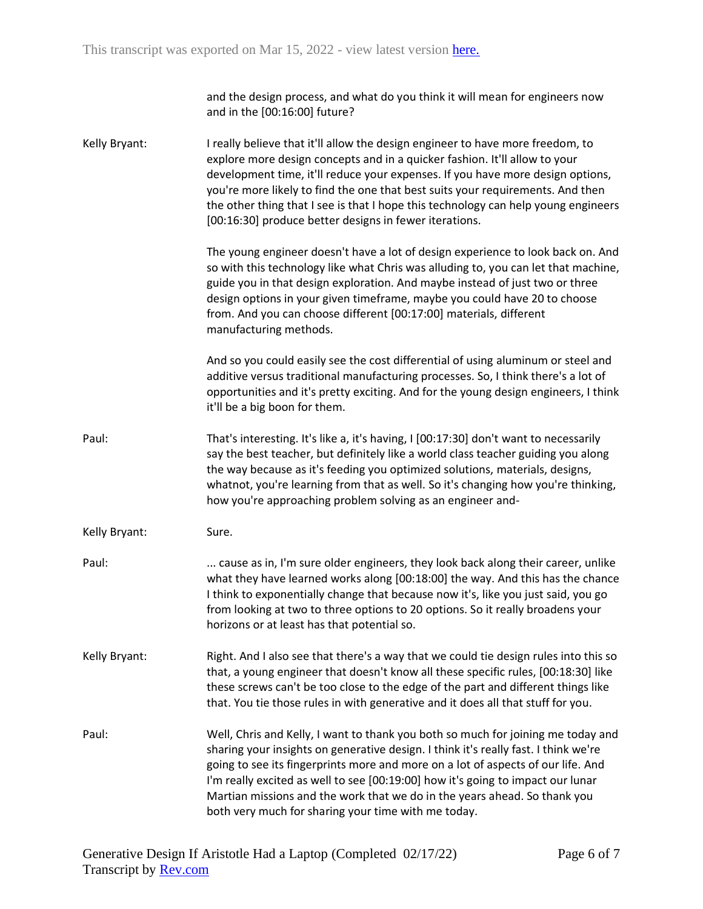and the design process, and what do you think it will mean for engineers now and in the [00:16:00] future?

**Kelly Bryant:** I really believe that it'll allow the design engineer to have more freedom, to explore more design concepts and in a quicker fashion. It'll allow to your development time, it'll reduce your expenses. If you have more design options, you're more likely to find the one that best suits your requirements. And then the other thing that I see is that I hope this technology can help young engineers [00:16:30] produce better designs in fewer iterations.

The young engineer doesn't have a lot of design experience to look back on. And so with this technology like what Chris was alluding to, you can let that machine, guide you in that design exploration. And maybe instead of just two or three design options in your given timeframe, maybe you could have 20 to choose from. And you can choose different [00:17:00] materials, different manufacturing methods.

And so you could easily see the cost differential of using aluminum or steel and additive versus traditional manufacturing processes. So, I think there's a lot of opportunities and it's pretty exciting. And for the young design engineers, I think it'll be a big boon for them.

**Paul:** That's interesting. It's like a, it's having, I [00:17:30] don't want to necessarily say the best teacher, but definitely like a world class teacher guiding you along the way because as it's feeding you optimized solutions, materials, designs, whatnot, you're learning from that as well. So it's changing how you're thinking, how you're approaching problem solving as an engineer and-

**Kelly Bryant:** Sure.

**Paul:** ... cause as in, I'm sure older engineers, they look back along their career, unlike what they have learned works along [00:18:00] the way. And this has the chance I think to exponentially change that because now it's, like you just said, you go from looking at two to three options to 20 options. So it really broadens your horizons or at least has that potential so.

**Kelly Bryant:** Right. And I also see that there's a way that we could tie design rules into this so that, a young engineer that doesn't know all these specific rules, [00:18:30] like these screws can't be too close to the edge of the part and different things like that. You tie those rules in with generative and it does all that stuff for you.

**Paul:** Well, Chris and Kelly, I want to thank you both so much for joining me today and sharing your insights on generative design. I think it's really fast. I think we're going to see its fingerprints more and more on a lot of aspects of our life. And I'm really excited as well to see [00:19:00] how it's going to impact our lunar Martian missions and the work that we do in the years ahead. So thank you both very much for sharing your time with me today.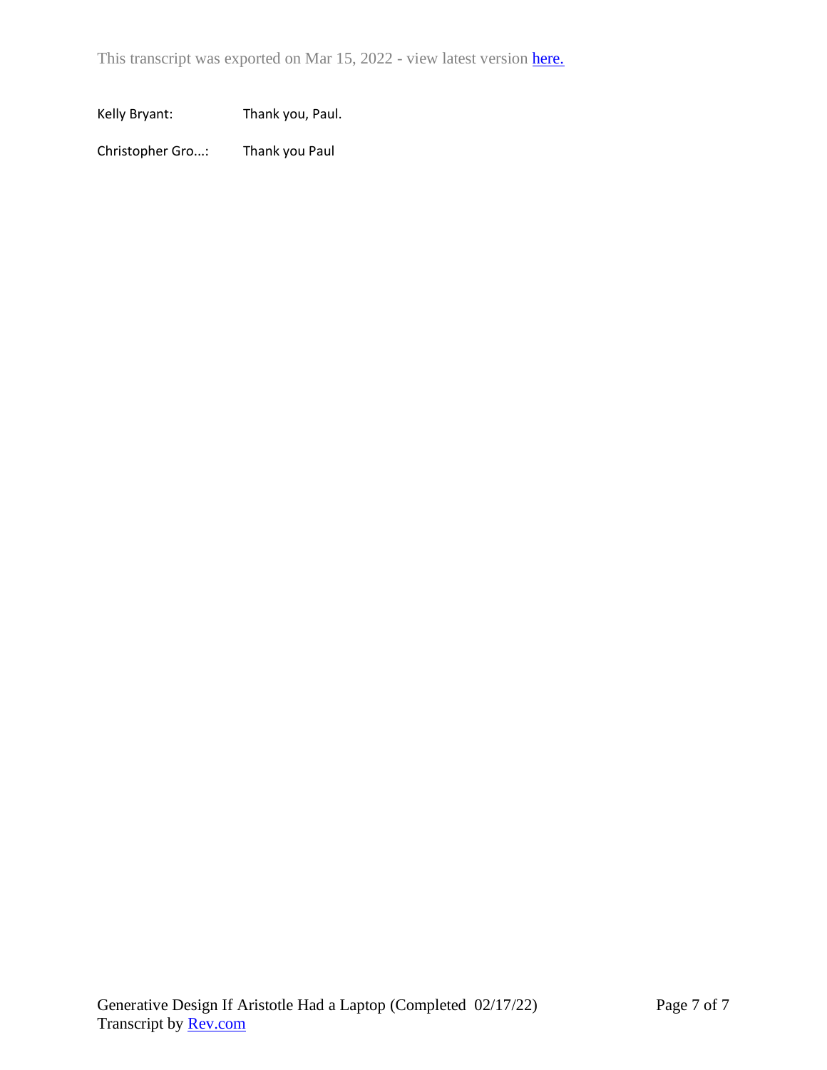This transcript was exported on Mar 15, 2022 - view latest version here.

Kelly Bryant: Thank you, Paul.

Christopher Gro...: Thank you Paul